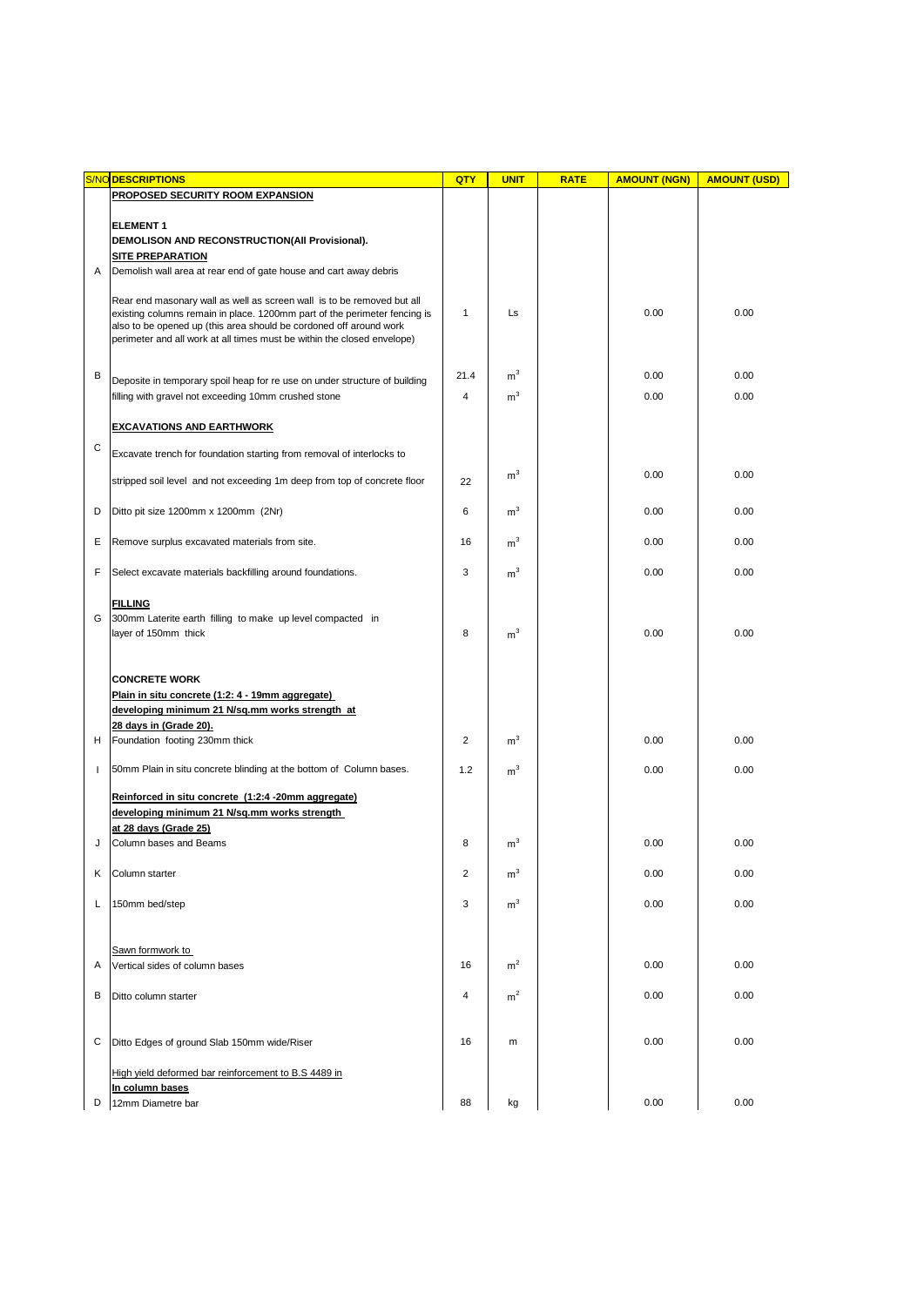| S/NO | DESCRIPTIONS | QTY | UNIT | RATE | AMOUNT (NGN) | AMOUNT (USD) |
|---|---|---|---|---|---|---|
| | **PROPOSED SECURITY ROOM EXPANSION** | | | | | |
| | **ELEMENT 1** | | | | | |
| | **DEMOLISON AND RECONSTRUCTION(All Provisional).** | | | | | |
| | **SITE PREPARATION** | | | | | |
| A | Demolish wall area at rear end of gate house and cart away debris | | | | | |
| | Rear end masonary wall as well as screen wall is to be removed but all existing columns remain in place. 1200mm part of the perimeter fencing is also to be opened up (this area should be cordoned off around work perimeter and all work at all times must be within the closed envelope) | 1 | Ls | | 0.00 | 0.00 |
| B | Deposite in temporary spoil heap for re use on under structure of building | 21.4 | $m^3$ | | 0.00 | 0.00 |
| | filling with gravel not exceeding 10mm crushed stone | 4 | $m^3$ | | 0.00 | 0.00 |
| | **EXCAVATIONS AND EARTHWORK** | | | | | |
| C | Excavate trench for foundation starting from removal of interlocks to | | | | | |
| | stripped soil level and not exceeding 1m deep from top of concrete floor | 22 | $m^3$ | | 0.00 | 0.00 |
| D | Ditto pit size 1200mm x 1200mm (2Nr) | 6 | $m^3$ | | 0.00 | 0.00 |
| E | Remove surplus excavated materials from site. | 16 | $m^3$ | | 0.00 | 0.00 |
| F | Select excavate materials backfilling around foundations. | 3 | $m^3$ | | 0.00 | 0.00 |
| | **FILLING** | | | | | |
| G | 300mm Laterite earth filling to make up level compacted in layer of 150mm thick | 8 | $m^3$ | | 0.00 | 0.00 |
| | **CONCRETE WORK** | | | | | |
| | **Plain in situ concrete (1:2: 4 - 19mm aggregate) developing minimum 21 N/sq.mm works strength at 28 days in (Grade 20).** | | | | | |
| H | Foundation footing 230mm thick | 2 | $m^3$ | | 0.00 | 0.00 |
| I | 50mm Plain in situ concrete blinding at the bottom of Column bases. | 1.2 | $m^3$ | | 0.00 | 0.00 |
| | **Reinforced in situ concrete (1:2:4 -20mm aggregate) developing minimum 21 N/sq.mm works strength at 28 days (Grade 25)** | | | | | |
| J | Column bases and Beams | 8 | $m^3$ | | 0.00 | 0.00 |
| K | Column starter | 2 | $m^3$ | | 0.00 | 0.00 |
| L | 150mm bed/step | 3 | $m^3$ | | 0.00 | 0.00 |
| | Sawn formwork to | | | | | |
| A | Vertical sides of column bases | 16 | $m^2$ | | 0.00 | 0.00 |
| B | Ditto column starter | 4 | $m^2$ | | 0.00 | 0.00 |
| C | Ditto Edges of ground Slab 150mm wide/Riser | 16 | m | | 0.00 | 0.00 |
| | High yield deformed bar reinforcement to B.S 4489 in | | | | | |
| | **In column bases** | | | | | |
| D | 12mm Diametre bar | 88 | kg | | 0.00 | 0.00 |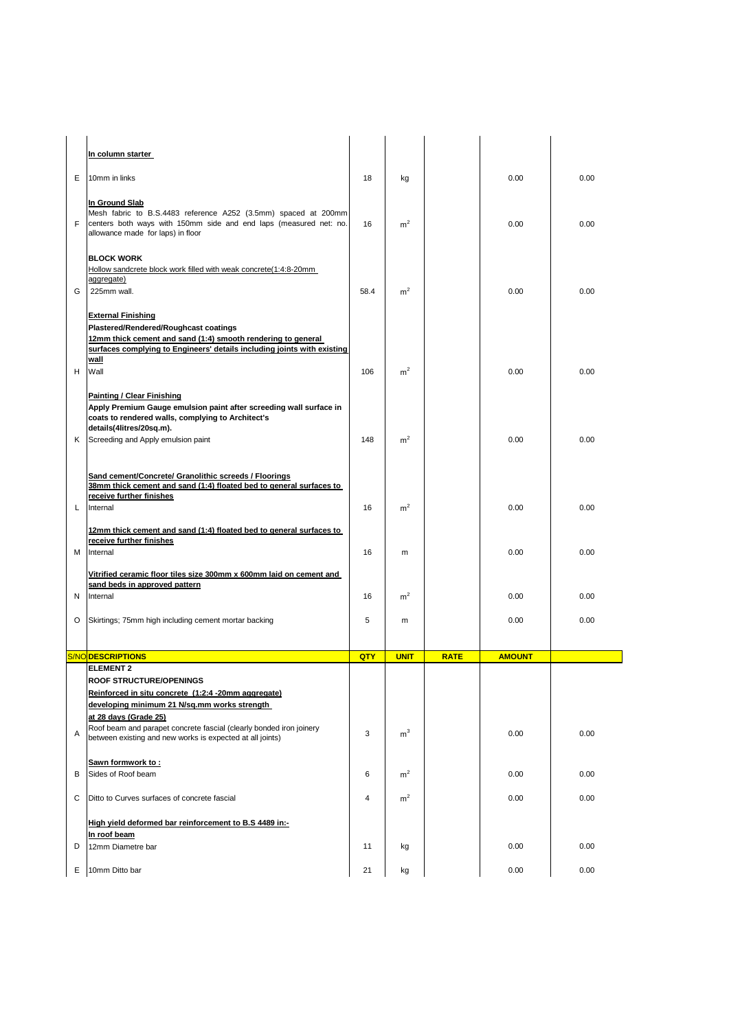| | | | | | | |
|---|---|---|---|---|---|---|
| | **In column starter** | | | | | |
| E | 10mm in links | 18 | kg | | 0.00 | 0.00 |
| F | **In Ground Slab** Mesh fabric to B.S.4483 reference A252 (3.5mm) spaced at 200mm centers both ways with 150mm side and end laps (measured net: no. allowance made for laps) in floor | 16 | $m^2$ | | 0.00 | 0.00 |
| | **BLOCK WORK** Hollow sandcrete block work filled with weak concrete(1:4:8-20mm aggregate) | | | | | |
| G | 225mm wall. | 58.4 | $m^2$ | | 0.00 | 0.00 |
| | **External Finishing** **Plastered/Rendered/Roughcast coatings** **12mm thick cement and sand (1:4) smooth rendering to general surfaces complying to Engineers' details including joints with existing wall** | | | | | |
| H | Wall | 106 | $m^2$ | | 0.00 | 0.00 |
| | **Painting / Clear Finishing** **Apply Premium Gauge emulsion paint after screeding wall surface in coats to rendered walls, complying to Architect's details(4litres/20sq.m).** | | | | | |
| K | Screeding and Apply emulsion paint | 148 | $m^2$ | | 0.00 | 0.00 |
| | **Sand cement/Concrete/ Granolithic screeds / Floorings** **38mm thick cement and sand (1:4) floated bed to general surfaces to receive further finishes** | | | | | |
| L | Internal | 16 | $m^2$ | | 0.00 | 0.00 |
| | **12mm thick cement and sand (1:4) floated bed to general surfaces to receive further finishes** | | | | | |
| M | Internal | 16 | m | | 0.00 | 0.00 |
| | **Vitrified ceramic floor tiles size 300mm x 600mm laid on cement and sand beds in approved pattern** | | | | | |
| N | Internal | 16 | $m^2$ | | 0.00 | 0.00 |
| O | Skirtings; 75mm high including cement mortar backing | 5 | m | | 0.00 | 0.00 |

| S/NO | DESCRIPTIONS | QTY | UNIT | RATE | AMOUNT | |
|---|---|---|---|---|---|---|
| | **ELEMENT 2** **ROOF STRUCTURE/OPENINGS** **Reinforced in situ concrete (1:2:4 -20mm aggregate) developing minimum 21 N/sq.mm works strength at 28 days (Grade 25)** | | | | | |
| A | Roof beam and parapet concrete fascial (clearly bonded iron joinery between existing and new works is expected at all joints) | 3 | $m^3$ | | 0.00 | 0.00 |
| | **Sawn formwork to :** | | | | | |
| B | Sides of Roof beam | 6 | $m^2$ | | 0.00 | 0.00 |
| C | Ditto to Curves surfaces of concrete fascial | 4 | $m^2$ | | 0.00 | 0.00 |
| | **High yield deformed bar reinforcement to B.S 4489 in:-** **In roof beam** | | | | | |
| D | 12mm Diametre bar | 11 | kg | | 0.00 | 0.00 |
| E | 10mm Ditto bar | 21 | kg | | 0.00 | 0.00 |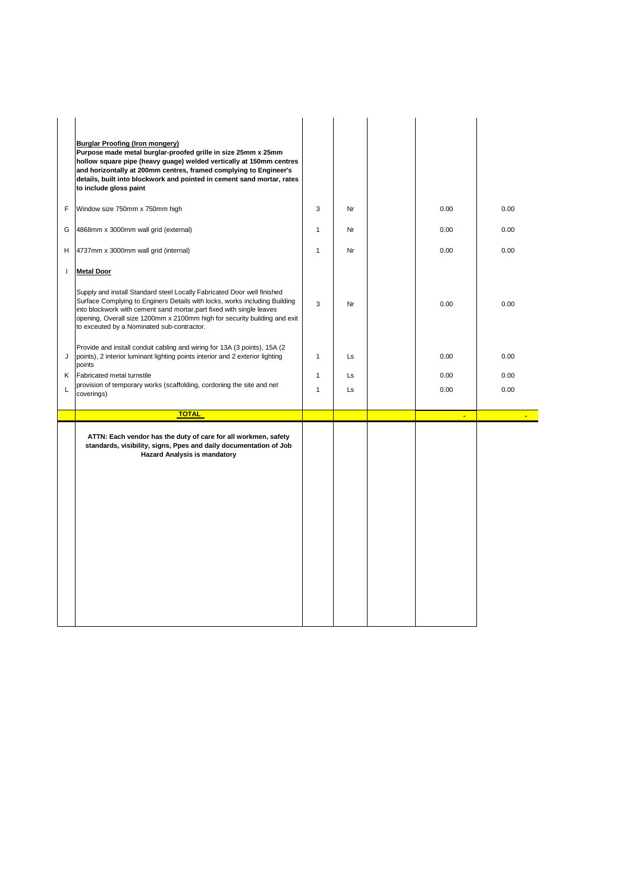| | | | | | | |
|---|---|---|---|---|---|---|
| | **<u>Burglar Proofing (Iron mongery)</u>**<br>**Purpose made metal burglar-proofed grille in size 25mm x 25mm hollow square pipe (heavy guage) welded vertically at 150mm centres and horizontally at 200mm centres, framed complying to Engineer's details, built into blockwork and pointed in cement sand mortar, rates to include gloss paint** | | | | | |
| F | Window size 750mm x 750mm high | 3 | Nr | | 0.00 | 0.00 |
| G | 4868mm x 3000mm wall grid (external) | 1 | Nr | | 0.00 | 0.00 |
| H | 4737mm x 3000mm wall grid (internal) | 1 | Nr | | 0.00 | 0.00 |
| I | **<u>Metal Door</u>** | | | | | |
| | Supply and install Standard steel Locally Fabricated Door well finished Surface Complying to Enginers Details with locks, works including Building into blockwork with cement sand mortar,part fixed with single leaves opening, Overall size 1200mm x 2100mm high for security building and exit to exceuted by a Nominated sub-contractor. | 3 | Nr | | 0.00 | 0.00 |
| J | Provide and install conduit cabling and wiring for 13A (3 points), 15A (2 points), 2 interior luminant lighting points interior and 2 exterior lighting points | 1 | Ls | | 0.00 | 0.00 |
| K | Fabricated metal turnstile | 1 | Ls | | 0.00 | 0.00 |
| L | provision of temporary works (scaffolding, cordoning the site and net coverings) | 1 | Ls | | 0.00 | 0.00 |
| | **<u>TOTAL</u>** | | | | - | - |
| | **ATTN: Each vendor has the duty of care for all workmen, safety standards, visibility, signs, Ppes and daily documentation of Job Hazard Analysis is mandatory** | | | | | |